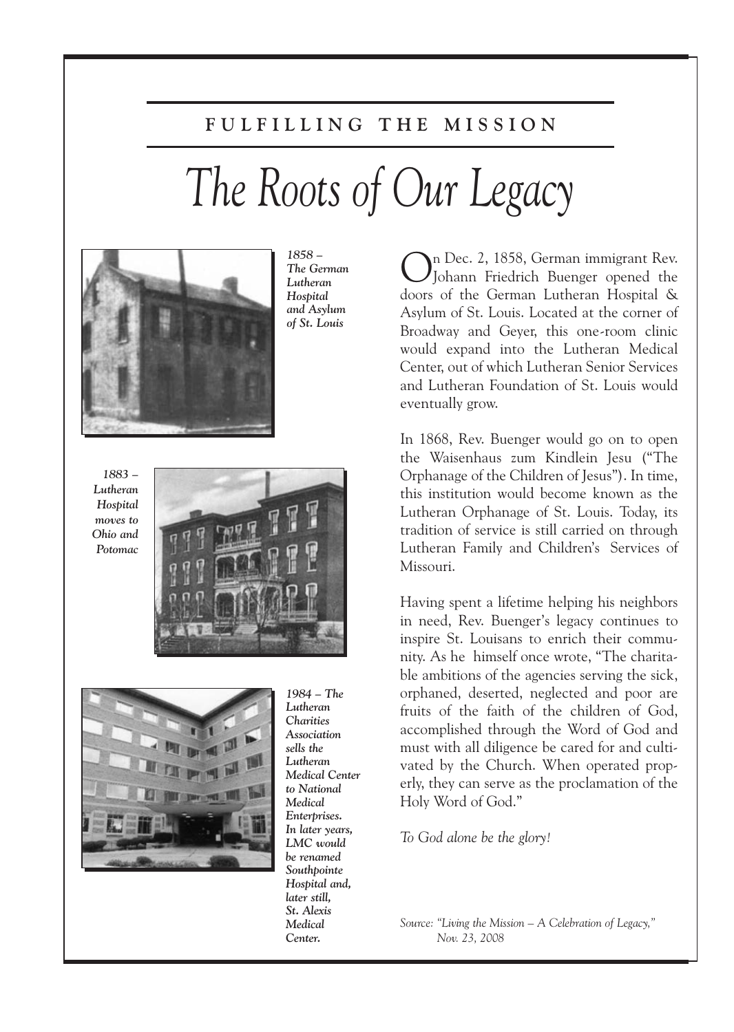## FULFILLING THE MISSION

# *The Roots of Our Legacy*

*1858 – The German Lutheran Hospital and Asylum of St. Louis*

*1883 – Lutheran Hospital moves to Ohio and Potomac*

*1984 – The Lutheran Charities Association sells the Lutheran Medical Center to National Medical Enterprises. In later years, LMC would be renamed Southpointe Hospital and, later still, St. Alexis Medical Center.*

On Dec. 2, 1858, German immigrant Rev. Johann Friedrich Buenger opened the doors of the German Lutheran Hospital & Asylum of St. Louis. Located at the corner of Broadway and Geyer, this one-room clinic would expand into the Lutheran Medical Center, out of which Lutheran Senior Services and Lutheran Foundation of St. Louis would eventually grow.

In 1868, Rev. Buenger would go on to open the Waisenhaus zum Kindlein Jesu ("The Orphanage of the Children of Jesus"). In time, this institution would become known as the Lutheran Orphanage of St. Louis. Today, its tradition of service is still carried on through Lutheran Family and Children's Services of Missouri.

Having spent a lifetime helping his neighbors in need, Rev. Buenger's legacy continues to inspire St. Louisans to enrich their community. As he himself once wrote, "The charitable ambitions of the agencies serving the sick, orphaned, deserted, neglected and poor are fruits of the faith of the children of God, accomplished through the Word of God and must with all diligence be cared for and cultivated by the Church. When operated properly, they can serve as the proclamation of the Holy Word of God."

*To God alone be the glory!*

*Source: "Living the Mission – A Celebration of Legacy," Nov. 23, 2008*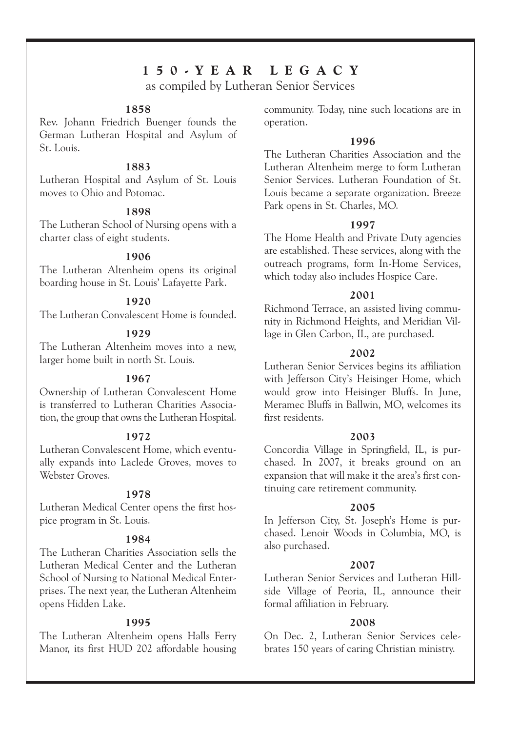# 150-YEAR LEGACY

as compiled by Lutheran Senior Services

**1858**

Rev. Johann Friedrich Buenger founds the German Lutheran Hospital and Asylum of St. Louis.

**1883**

Lutheran Hospital and Asylum of St. Louis moves to Ohio and Potomac.

**1898**

The Lutheran School of Nursing opens with a charter class of eight students.

**1906**

The Lutheran Altenheim opens its original boarding house in St. Louis' Lafayette Park.

**1920**

The Lutheran Convalescent Home is founded.

**1929**

The Lutheran Altenheim moves into a new, larger home built in north St. Louis.

**1967**

Ownership of Lutheran Convalescent Home is transferred to Lutheran Charities Association, the group that owns the Lutheran Hospital.

**1972**

Lutheran Convalescent Home, which eventually expands into Laclede Groves, moves to Webster Groves.

**1978**

Lutheran Medical Center opens the first hospice program in St. Louis.

**1984**

The Lutheran Charities Association sells the Lutheran Medical Center and the Lutheran School of Nursing to National Medical Enterprises. The next year, the Lutheran Altenheim opens Hidden Lake.

**1995**

The Lutheran Altenheim opens Halls Ferry Manor, its first HUD 202 affordable housing community. Today, nine such locations are in operation.

**1996**

The Lutheran Charities Association and the Lutheran Altenheim merge to form Lutheran Senior Services. Lutheran Foundation of St. Louis became a separate organization. Breeze Park opens in St. Charles, MO.

**1997**

The Home Health and Private Duty agencies are established. These services, along with the outreach programs, form In-Home Services, which today also includes Hospice Care.

**2001**

Richmond Terrace, an assisted living community in Richmond Heights, and Meridian Village in Glen Carbon, IL, are purchased.

**2002**

Lutheran Senior Services begins its affiliation with Jefferson City's Heisinger Home, which would grow into Heisinger Bluffs. In June, Meramec Bluffs in Ballwin, MO, welcomes its first residents.

**2003**

Concordia Village in Springfield, IL, is purchased. In 2007, it breaks ground on an expansion that will make it the area's first continuing care retirement community.

**2005**

In Jefferson City, St. Joseph's Home is purchased. Lenoir Woods in Columbia, MO, is also purchased.

**2007**

Lutheran Senior Services and Lutheran Hillside Village of Peoria, IL, announce their formal affiliation in February.

**2008**

On Dec. 2, Lutheran Senior Services celebrates 150 years of caring Christian ministry.